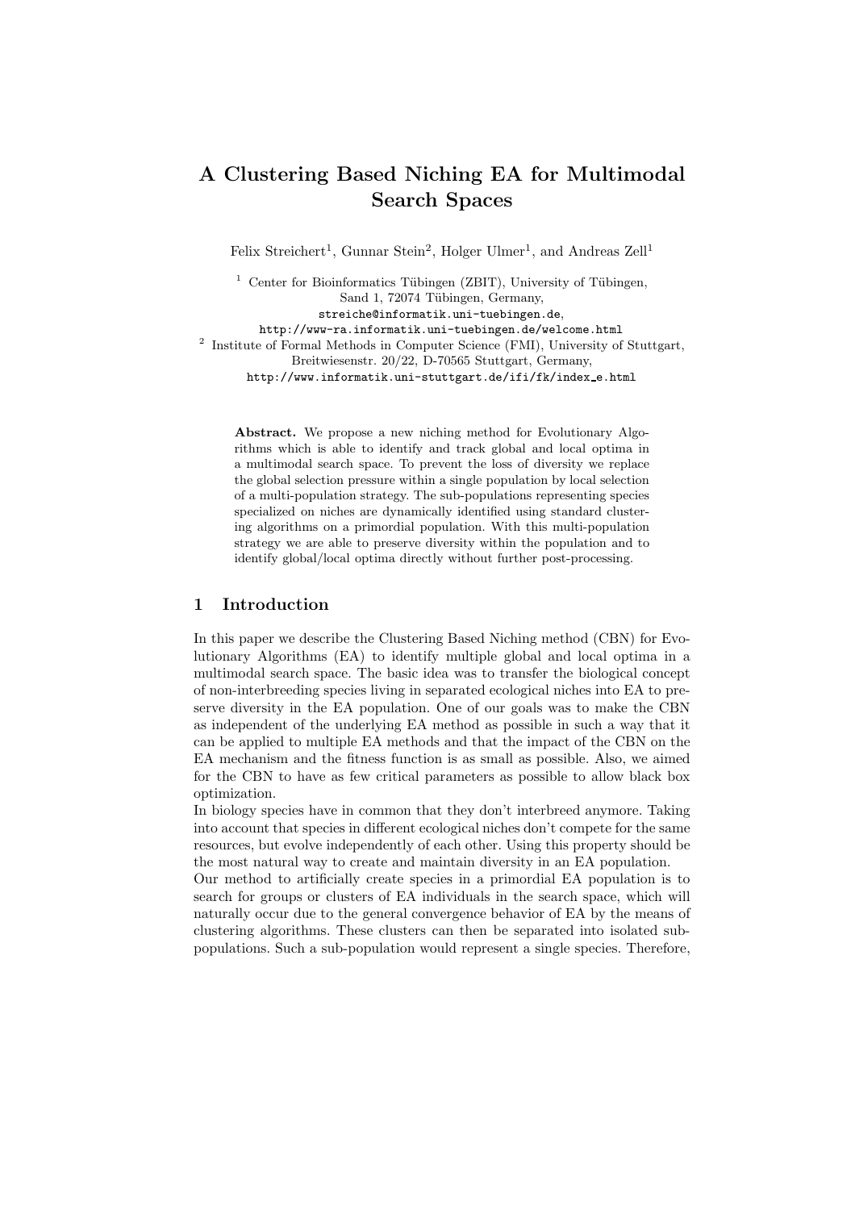# A Clustering Based Niching EA for Multimodal Search Spaces

Felix Streichert[1], Gunnar Stein[2], Holger Ulmer[1], and Andreas Zell[1]

[1] Center for Bioinformatics Tübingen (ZBIT), University of Tübingen, Sand 1, 72074 Tübingen, Germany,
streiche@informatik.uni-tuebingen.de,
http://www-ra.informatik.uni-tuebingen.de/welcome.html

[2] Institute of Formal Methods in Computer Science (FMI), University of Stuttgart, Breitwiesenstr. 20/22, D-70565 Stuttgart, Germany,
http://www.informatik.uni-stuttgart.de/ifi/fk/index_e.html

**Abstract.** We propose a new niching method for Evolutionary Algorithms which is able to identify and track global and local optima in a multimodal search space. To prevent the loss of diversity we replace the global selection pressure within a single population by local selection of a multi-population strategy. The sub-populations representing species specialized on niches are dynamically identified using standard clustering algorithms on a primordial population. With this multi-population strategy we are able to preserve diversity within the population and to identify global/local optima directly without further post-processing.

## 1 Introduction

In this paper we describe the Clustering Based Niching method (CBN) for Evolutionary Algorithms (EA) to identify multiple global and local optima in a multimodal search space. The basic idea was to transfer the biological concept of non-interbreeding species living in separated ecological niches into EA to preserve diversity in the EA population. One of our goals was to make the CBN as independent of the underlying EA method as possible in such a way that it can be applied to multiple EA methods and that the impact of the CBN on the EA mechanism and the fitness function is as small as possible. Also, we aimed for the CBN to have as few critical parameters as possible to allow black box optimization.

In biology species have in common that they don't interbreed anymore. Taking into account that species in different ecological niches don't compete for the same resources, but evolve independently of each other. Using this property should be the most natural way to create and maintain diversity in an EA population.

Our method to artificially create species in a primordial EA population is to search for groups or clusters of EA individuals in the search space, which will naturally occur due to the general convergence behavior of EA by the means of clustering algorithms. These clusters can then be separated into isolated sub-populations. Such a sub-population would represent a single species. Therefore,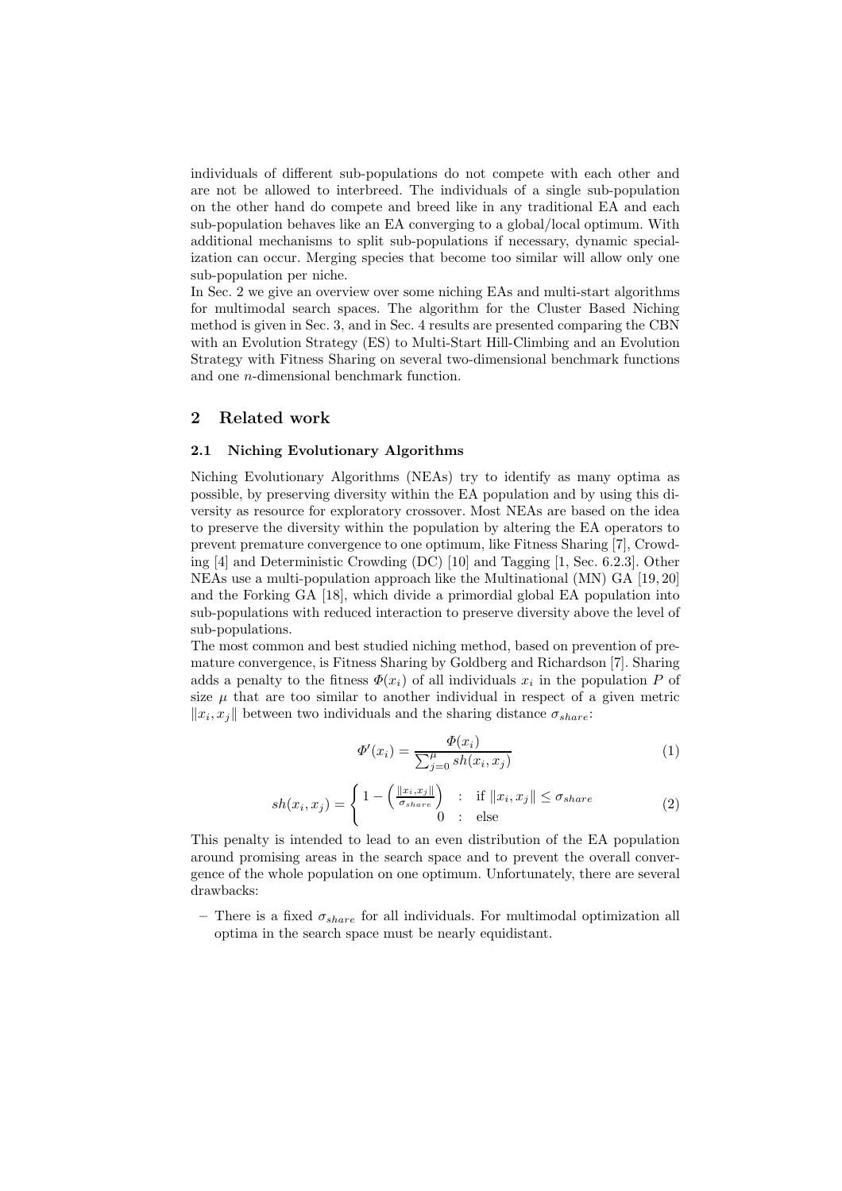individuals of different sub-populations do not compete with each other and are not be allowed to interbreed. The individuals of a single sub-population on the other hand do compete and breed like in any traditional EA and each sub-population behaves like an EA converging to a global/local optimum. With additional mechanisms to split sub-populations if necessary, dynamic specialization can occur. Merging species that become too similar will allow only one sub-population per niche.
In Sec. 2 we give an overview over some niching EAs and multi-start algorithms for multimodal search spaces. The algorithm for the Cluster Based Niching method is given in Sec. 3, and in Sec. 4 results are presented comparing the CBN with an Evolution Strategy (ES) to Multi-Start Hill-Climbing and an Evolution Strategy with Fitness Sharing on several two-dimensional benchmark functions and one $n$-dimensional benchmark function.

## 2 Related work

### 2.1 Niching Evolutionary Algorithms

Niching Evolutionary Algorithms (NEAs) try to identify as many optima as possible, by preserving diversity within the EA population and by using this diversity as resource for exploratory crossover. Most NEAs are based on the idea to preserve the diversity within the population by altering the EA operators to prevent premature convergence to one optimum, like Fitness Sharing [7], Crowding [4] and Deterministic Crowding (DC) [10] and Tagging [1, Sec. 6.2.3]. Other NEAs use a multi-population approach like the Multinational (MN) GA [19, 20] and the Forking GA [18], which divide a primordial global EA population into sub-populations with reduced interaction to preserve diversity above the level of sub-populations.
The most common and best studied niching method, based on prevention of premature convergence, is Fitness Sharing by Goldberg and Richardson [7]. Sharing adds a penalty to the fitness $\Phi(x_i)$ of all individuals $x_i$ in the population $P$ of size $\mu$ that are too similar to another individual in respect of a given metric $\|x_i, x_j\|$ between two individuals and the sharing distance $\sigma_{share}$:

$$\Phi'(x_i) = \frac{\Phi(x_i)}{\sum_{j=0}^{\mu} sh(x_i, x_j)} \tag{1}$$

$$sh(x_i, x_j) = \begin{cases} 1 - \left(\frac{\|x_i, x_j\|}{\sigma_{share}}\right) & : \text{ if } \|x_i, x_j\| \leq \sigma_{share} \\ 0 & : \text{ else} \end{cases} \tag{2}$$

This penalty is intended to lead to an even distribution of the EA population around promising areas in the search space and to prevent the overall convergence of the whole population on one optimum. Unfortunately, there are several drawbacks:

- There is a fixed $\sigma_{share}$ for all individuals. For multimodal optimization all optima in the search space must be nearly equidistant.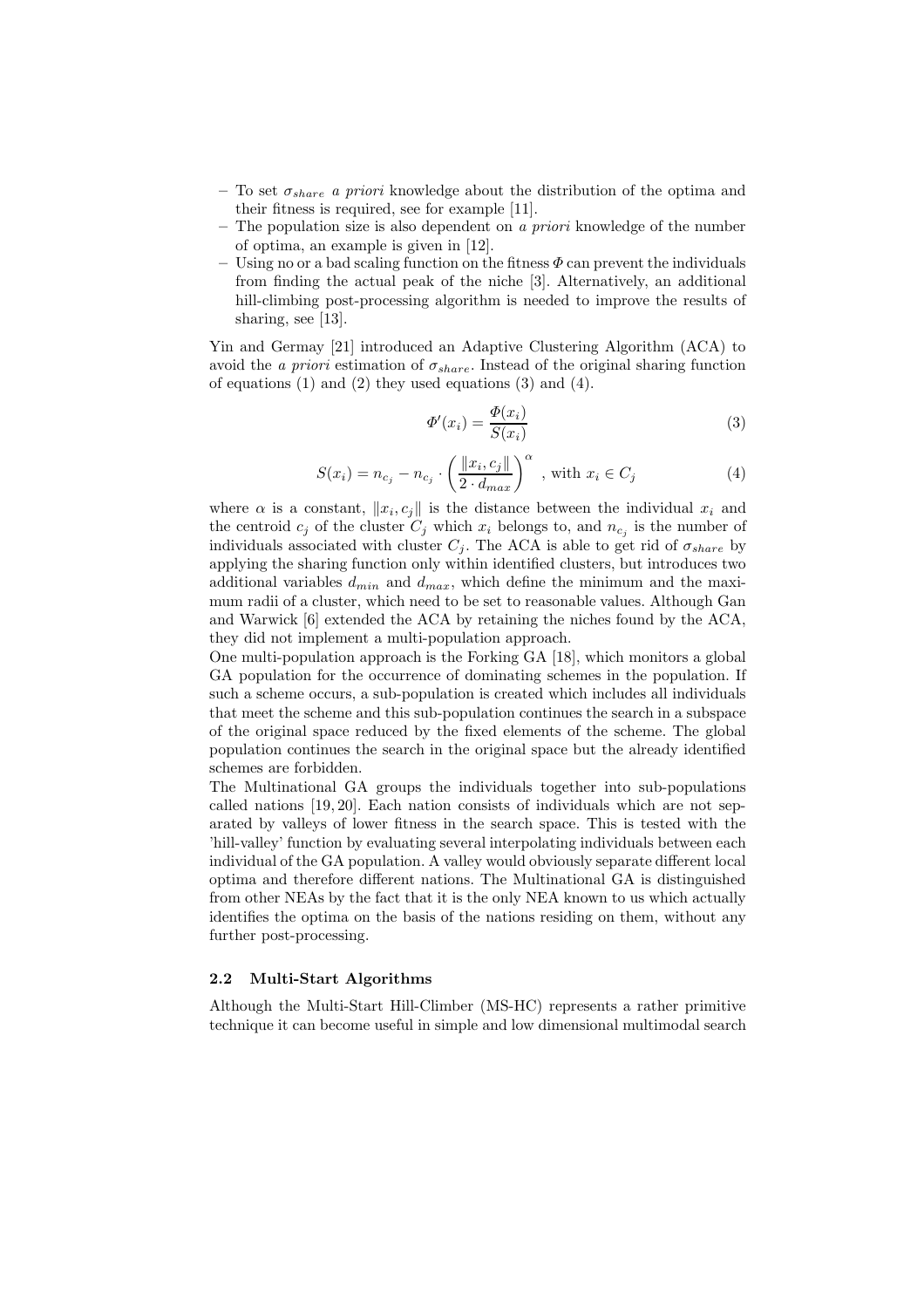- To set $\sigma_{share}$ *a priori* knowledge about the distribution of the optima and their fitness is required, see for example [11].
- The population size is also dependent on *a priori* knowledge of the number of optima, an example is given in [12].
- Using no or a bad scaling function on the fitness $\Phi$ can prevent the individuals from finding the actual peak of the niche [3]. Alternatively, an additional hill-climbing post-processing algorithm is needed to improve the results of sharing, see [13].

Yin and Germay [21] introduced an Adaptive Clustering Algorithm (ACA) to avoid the *a priori* estimation of $\sigma_{share}$. Instead of the original sharing function of equations (1) and (2) they used equations (3) and (4).

$$\Phi'(x_i) = \frac{\Phi(x_i)}{S(x_i)} \tag{3}$$

$$S(x_i) = n_{c_j} - n_{c_j} \cdot \left( \frac{\|x_i, c_j\|}{2 \cdot d_{max}} \right)^{\alpha} \quad \text{, with } x_i \in C_j \tag{4}$$

where $\alpha$ is a constant, $\|x_i, c_j\|$ is the distance between the individual $x_i$ and the centroid $c_j$ of the cluster $C_j$ which $x_i$ belongs to, and $n_{c_j}$ is the number of individuals associated with cluster $C_j$. The ACA is able to get rid of $\sigma_{share}$ by applying the sharing function only within identified clusters, but introduces two additional variables $d_{min}$ and $d_{max}$, which define the minimum and the maximum radii of a cluster, which need to be set to reasonable values. Although Gan and Warwick [6] extended the ACA by retaining the niches found by the ACA, they did not implement a multi-population approach.

One multi-population approach is the Forking GA [18], which monitors a global GA population for the occurrence of dominating schemes in the population. If such a scheme occurs, a sub-population is created which includes all individuals that meet the scheme and this sub-population continues the search in a subspace of the original space reduced by the fixed elements of the scheme. The global population continues the search in the original space but the already identified schemes are forbidden.

The Multinational GA groups the individuals together into sub-populations called nations [19, 20]. Each nation consists of individuals which are not separated by valleys of lower fitness in the search space. This is tested with the 'hill-valley' function by evaluating several interpolating individuals between each individual of the GA population. A valley would obviously separate different local optima and therefore different nations. The Multinational GA is distinguished from other NEAs by the fact that it is the only NEA known to us which actually identifies the optima on the basis of the nations residing on them, without any further post-processing.

### 2.2 Multi-Start Algorithms

Although the Multi-Start Hill-Climber (MS-HC) represents a rather primitive technique it can become useful in simple and low dimensional multimodal search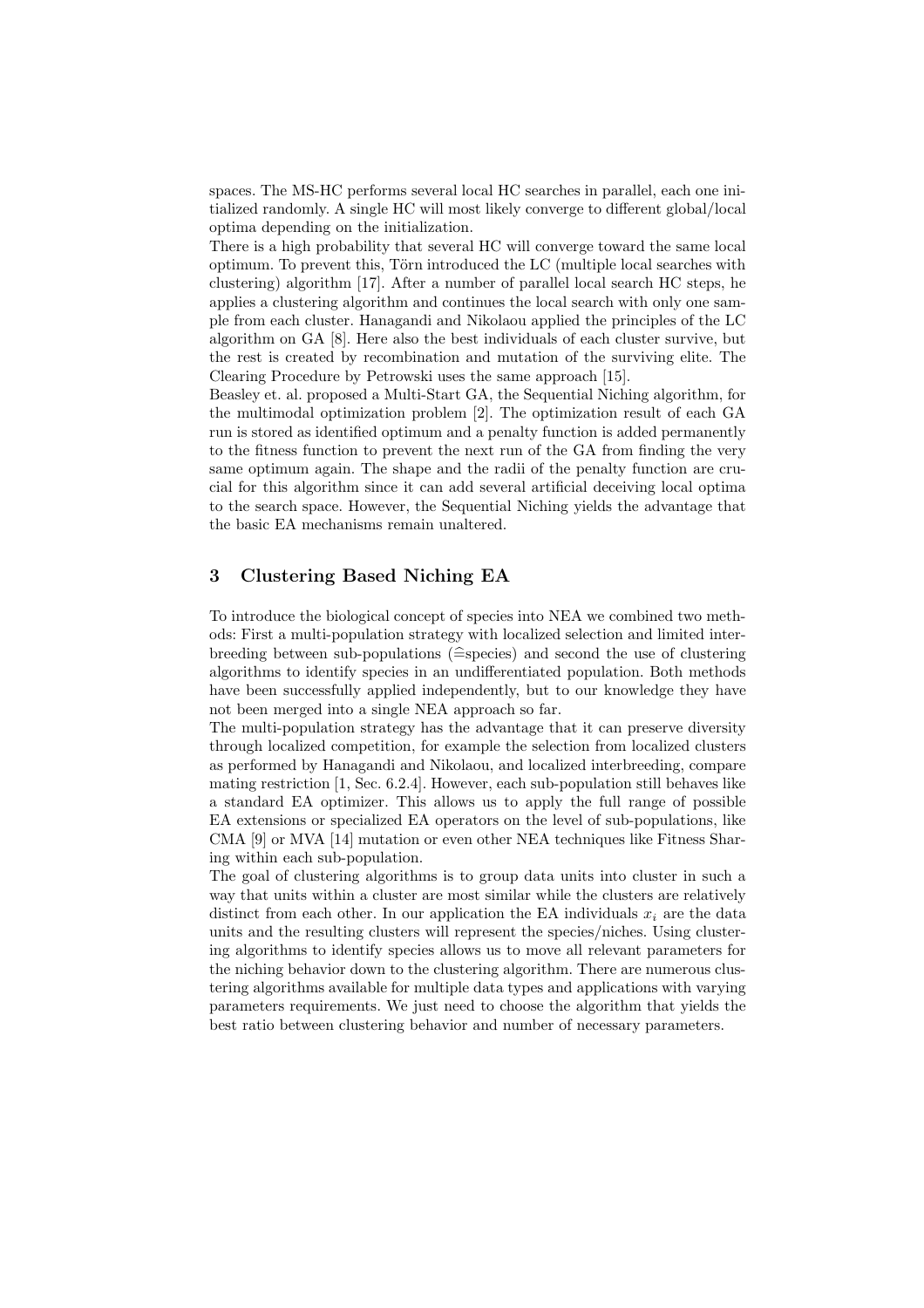spaces. The MS-HC performs several local HC searches in parallel, each one initialized randomly. A single HC will most likely converge to different global/local optima depending on the initialization.

There is a high probability that several HC will converge toward the same local optimum. To prevent this, Törn introduced the LC (multiple local searches with clustering) algorithm [17]. After a number of parallel local search HC steps, he applies a clustering algorithm and continues the local search with only one sample from each cluster. Hanagandi and Nikolaou applied the principles of the LC algorithm on GA [8]. Here also the best individuals of each cluster survive, but the rest is created by recombination and mutation of the surviving elite. The Clearing Procedure by Petrowski uses the same approach [15].

Beasley et. al. proposed a Multi-Start GA, the Sequential Niching algorithm, for the multimodal optimization problem [2]. The optimization result of each GA run is stored as identified optimum and a penalty function is added permanently to the fitness function to prevent the next run of the GA from finding the very same optimum again. The shape and the radii of the penalty function are crucial for this algorithm since it can add several artificial deceiving local optima to the search space. However, the Sequential Niching yields the advantage that the basic EA mechanisms remain unaltered.

## 3 Clustering Based Niching EA

To introduce the biological concept of species into NEA we combined two methods: First a multi-population strategy with localized selection and limited interbreeding between sub-populations ($\widehat{=}$species) and second the use of clustering algorithms to identify species in an undifferentiated population. Both methods have been successfully applied independently, but to our knowledge they have not been merged into a single NEA approach so far.

The multi-population strategy has the advantage that it can preserve diversity through localized competition, for example the selection from localized clusters as performed by Hanagandi and Nikolaou, and localized interbreeding, compare mating restriction [1, Sec. 6.2.4]. However, each sub-population still behaves like a standard EA optimizer. This allows us to apply the full range of possible EA extensions or specialized EA operators on the level of sub-populations, like CMA [9] or MVA [14] mutation or even other NEA techniques like Fitness Sharing within each sub-population.

The goal of clustering algorithms is to group data units into cluster in such a way that units within a cluster are most similar while the clusters are relatively distinct from each other. In our application the EA individuals $x_i$ are the data units and the resulting clusters will represent the species/niches. Using clustering algorithms to identify species allows us to move all relevant parameters for the niching behavior down to the clustering algorithm. There are numerous clustering algorithms available for multiple data types and applications with varying parameters requirements. We just need to choose the algorithm that yields the best ratio between clustering behavior and number of necessary parameters.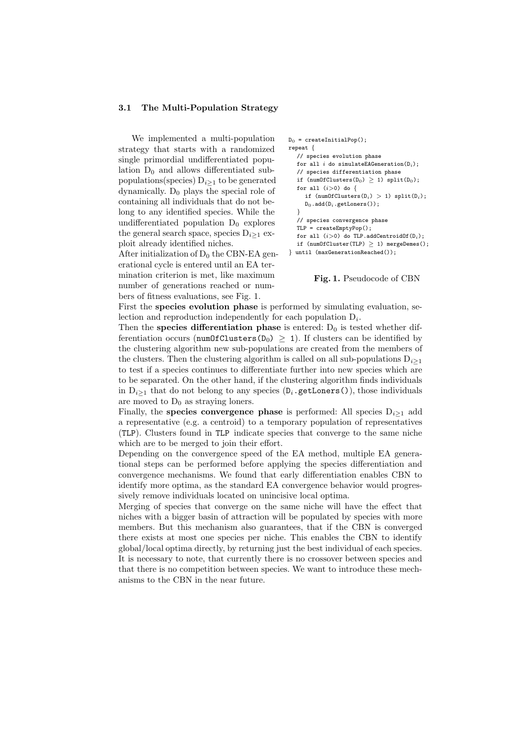### 3.1 The Multi-Population Strategy

We implemented a multi-population strategy that starts with a randomized single primordial undifferentiated population $D_0$ and allows differentiated sub-populations(species) $D_{i\geq 1}$ to be generated dynamically. $D_0$ plays the special role of containing all individuals that do not belong to any identified species. While the undifferentiated population $D_0$ explores the general search space, species $D_{i\geq 1}$ exploit already identified niches.

```
D0 = createInitialPop();
repeat {
   // species evolution phase
   for all i do simulateEAGeneration(Di);
   // species differentiation phase
   if (numOfClusters(D0) ≥ 1) split(D0);
   for all (i>0) do {
      if (numOfClusters(Di) > 1) split(Di);
      D0.add(Di.getLoners());
   }
   // species convergence phase
   TLP = createEmptyPop();
   for all (i>0) do TLP.addCentroidOf(Di);
   if (numOfCluster(TLP) ≥ 1) mergeDemes();
} until (maxGenerationReached());
```

**Fig. 1.** Pseudocode of CBN

After initialization of $D_0$ the CBN-EA generational cycle is entered until an EA termination criterion is met, like maximum number of generations reached or numbers of fitness evaluations, see Fig. 1.

First the **species evolution phase** is performed by simulating evaluation, selection and reproduction independently for each population $D_i$.

Then the **species differentiation phase** is entered: $D_0$ is tested whether differentiation occurs (`numOfClusters(D0) ≥ 1`). If clusters can be identified by the clustering algorithm new sub-populations are created from the members of the clusters. Then the clustering algorithm is called on all sub-populations $D_{i\geq 1}$ to test if a species continues to differentiate further into new species which are to be separated. On the other hand, if the clustering algorithm finds individuals in $D_{i\geq 1}$ that do not belong to any species (`Di.getLoners()`), those individuals are moved to $D_0$ as straying loners.

Finally, the **species convergence phase** is performed: All species $D_{i\geq 1}$ add a representative (e.g. a centroid) to a temporary population of representatives (`TLP`). Clusters found in `TLP` indicate species that converge to the same niche which are to be merged to join their effort.

Depending on the convergence speed of the EA method, multiple EA generational steps can be performed before applying the species differentiation and convergence mechanisms. We found that early differentiation enables CBN to identify more optima, as the standard EA convergence behavior would progressively remove individuals located on unincisive local optima.

Merging of species that converge on the same niche will have the effect that niches with a bigger basin of attraction will be populated by species with more members. But this mechanism also guarantees, that if the CBN is converged there exists at most one species per niche. This enables the CBN to identify global/local optima directly, by returning just the best individual of each species. It is necessary to note, that currently there is no crossover between species and that there is no competition between species. We want to introduce these mechanisms to the CBN in the near future.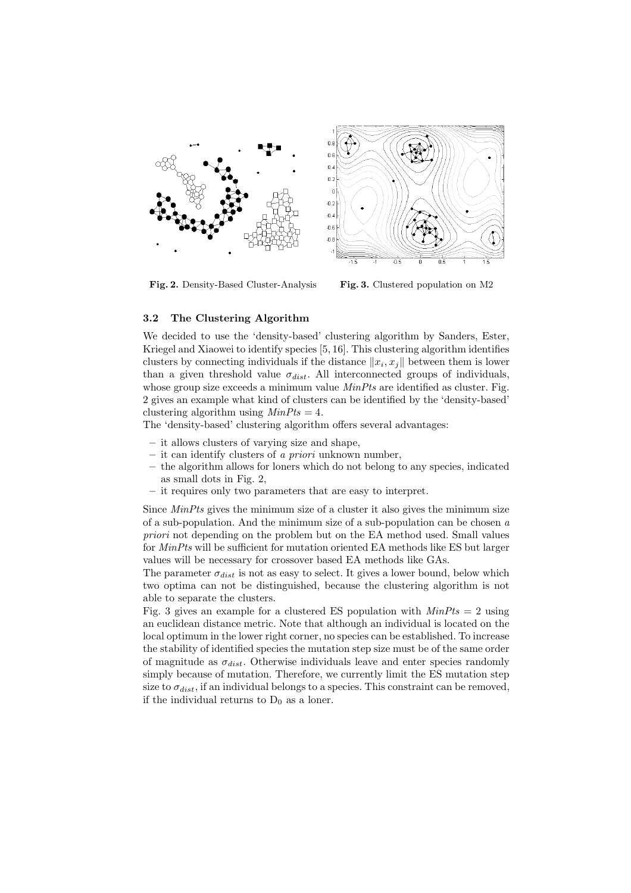Fig. 2. Density-Based Cluster-Analysis

Fig. 3. Clustered population on M2

### 3.2 The Clustering Algorithm

We decided to use the 'density-based' clustering algorithm by Sanders, Ester, Kriegel and Xiaowei to identify species [5, 16]. This clustering algorithm identifies clusters by connecting individuals if the distance $\|x_i, x_j\|$ between them is lower than a given threshold value $\sigma_{dist}$. All interconnected groups of individuals, whose group size exceeds a minimum value *MinPts* are identified as cluster. Fig. 2 gives an example what kind of clusters can be identified by the 'density-based' clustering algorithm using *MinPts* = 4.

The 'density-based' clustering algorithm offers several advantages:

- it allows clusters of varying size and shape,
- it can identify clusters of *a priori* unknown number,
- the algorithm allows for loners which do not belong to any species, indicated as small dots in Fig. 2,
- it requires only two parameters that are easy to interpret.

Since *MinPts* gives the minimum size of a cluster it also gives the minimum size of a sub-population. And the minimum size of a sub-population can be chosen *a priori* not depending on the problem but on the EA method used. Small values for *MinPts* will be sufficient for mutation oriented EA methods like ES but larger values will be necessary for crossover based EA methods like GAs.

The parameter $\sigma_{dist}$ is not as easy to select. It gives a lower bound, below which two optima can not be distinguished, because the clustering algorithm is not able to separate the clusters.

Fig. 3 gives an example for a clustered ES population with *MinPts* = 2 using an euclidean distance metric. Note that although an individual is located on the local optimum in the lower right corner, no species can be established. To increase the stability of identified species the mutation step size must be of the same order of magnitude as $\sigma_{dist}$. Otherwise individuals leave and enter species randomly simply because of mutation. Therefore, we currently limit the ES mutation step size to $\sigma_{dist}$, if an individual belongs to a species. This constraint can be removed, if the individual returns to $D_0$ as a loner.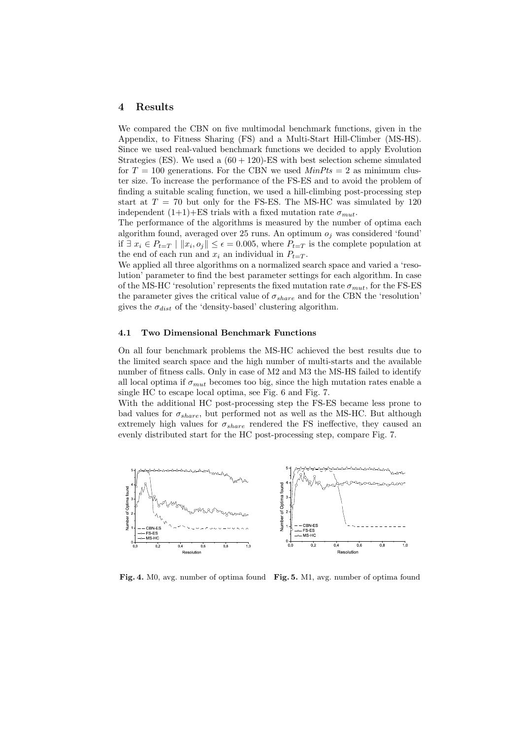## 4 Results

We compared the CBN on five multimodal benchmark functions, given in the Appendix, to Fitness Sharing (FS) and a Multi-Start Hill-Climber (MS-HS). Since we used real-valued benchmark functions we decided to apply Evolution Strategies (ES). We used a $(60 + 120)$-ES with best selection scheme simulated for $T = 100$ generations. For the CBN we used $MinPts = 2$ as minimum cluster size. To increase the performance of the FS-ES and to avoid the problem of finding a suitable scaling function, we used a hill-climbing post-processing step start at $T = 70$ but only for the FS-ES. The MS-HC was simulated by 120 independent (1+1)+ES trials with a fixed mutation rate $\sigma_{mut}$.

The performance of the algorithms is measured by the number of optima each algorithm found, averaged over 25 runs. An optimum $o_j$ was considered 'found' if $\exists\ x_i \in P_{t=T} \mid \|x_i, o_j\| \leq \epsilon = 0.005$, where $P_{t=T}$ is the complete population at the end of each run and $x_i$ an individual in $P_{t=T}$.

We applied all three algorithms on a normalized search space and varied a 'resolution' parameter to find the best parameter settings for each algorithm. In case of the MS-HC 'resolution' represents the fixed mutation rate $\sigma_{mut}$, for the FS-ES the parameter gives the critical value of $\sigma_{share}$ and for the CBN the 'resolution' gives the $\sigma_{dist}$ of the 'density-based' clustering algorithm.

### 4.1 Two Dimensional Benchmark Functions

On all four benchmark problems the MS-HC achieved the best results due to the limited search space and the high number of multi-starts and the available number of fitness calls. Only in case of M2 and M3 the MS-HS failed to identify all local optima if $\sigma_{mut}$ becomes too big, since the high mutation rates enable a single HC to escape local optima, see Fig. 6 and Fig. 7.

With the additional HC post-processing step the FS-ES became less prone to bad values for $\sigma_{share}$, but performed not as well as the MS-HC. But although extremely high values for $\sigma_{share}$ rendered the FS ineffective, they caused an evenly distributed start for the HC post-processing step, compare Fig. 7.

**Fig. 4.** M0, avg. number of optima found

**Fig. 5.** M1, avg. number of optima found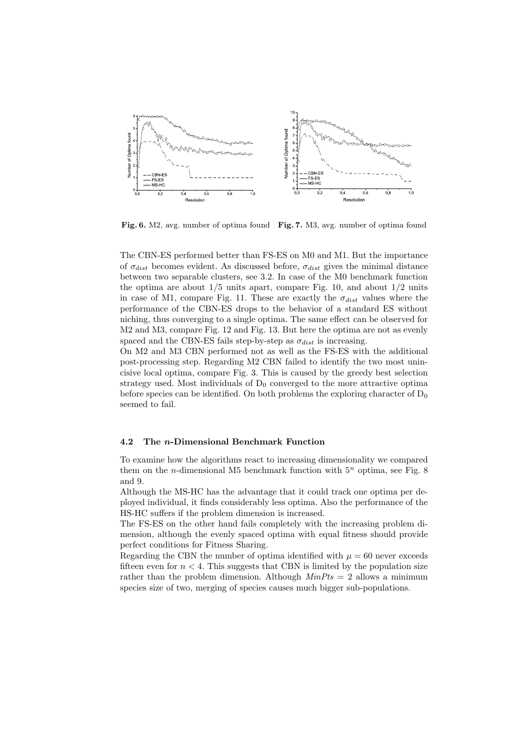**Fig. 6.** M2, avg. number of optima found **Fig. 7.** M3, avg. number of optima found

The CBN-ES performed better than FS-ES on M0 and M1. But the importance of $\sigma_{dist}$ becomes evident. As discussed before, $\sigma_{dist}$ gives the minimal distance between two separable clusters, see 3.2. In case of the M0 benchmark function the optima are about 1/5 units apart, compare Fig. 10, and about 1/2 units in case of M1, compare Fig. 11. These are exactly the $\sigma_{dist}$ values where the performance of the CBN-ES drops to the behavior of a standard ES without niching, thus converging to a single optima. The same effect can be observed for M2 and M3, compare Fig. 12 and Fig. 13. But here the optima are not as evenly spaced and the CBN-ES fails step-by-step as $\sigma_{dist}$ is increasing.

On M2 and M3 CBN performed not as well as the FS-ES with the additional post-processing step. Regarding M2 CBN failed to identify the two most unincisive local optima, compare Fig. 3. This is caused by the greedy best selection strategy used. Most individuals of $D_0$ converged to the more attractive optima before species can be identified. On both problems the exploring character of $D_0$ seemed to fail.

### 4.2 The *n*-Dimensional Benchmark Function

To examine how the algorithms react to increasing dimensionality we compared them on the $n$-dimensional M5 benchmark function with $5^n$ optima, see Fig. 8 and 9.

Although the MS-HC has the advantage that it could track one optima per deployed individual, it finds considerably less optima. Also the performance of the HS-HC suffers if the problem dimension is increased.

The FS-ES on the other hand fails completely with the increasing problem dimension, although the evenly spaced optima with equal fitness should provide perfect conditions for Fitness Sharing.

Regarding the CBN the number of optima identified with $\mu = 60$ never exceeds fifteen even for $n < 4$. This suggests that CBN is limited by the population size rather than the problem dimension. Although $MinPts = 2$ allows a minimum species size of two, merging of species causes much bigger sub-populations.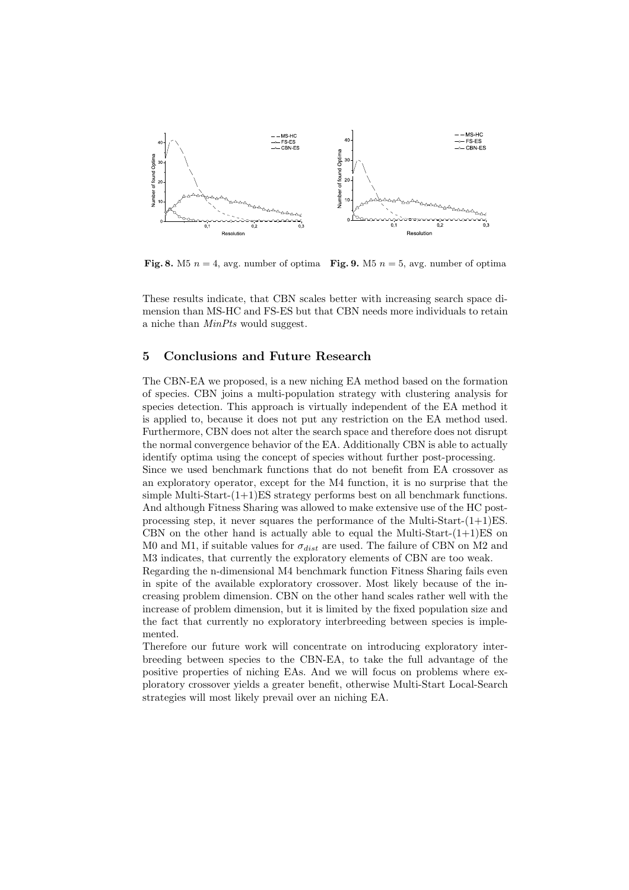**Fig. 8.** M5 $n = 4$, avg. number of optima

**Fig. 9.** M5 $n = 5$, avg. number of optima

These results indicate, that CBN scales better with increasing search space dimension than MS-HC and FS-ES but that CBN needs more individuals to retain a niche than *MinPts* would suggest.

## 5 Conclusions and Future Research

The CBN-EA we proposed, is a new niching EA method based on the formation of species. CBN joins a multi-population strategy with clustering analysis for species detection. This approach is virtually independent of the EA method it is applied to, because it does not put any restriction on the EA method used. Furthermore, CBN does not alter the search space and therefore does not disrupt the normal convergence behavior of the EA. Additionally CBN is able to actually identify optima using the concept of species without further post-processing.

Since we used benchmark functions that do not benefit from EA crossover as an exploratory operator, except for the M4 function, it is no surprise that the simple Multi-Start-(1+1)ES strategy performs best on all benchmark functions. And although Fitness Sharing was allowed to make extensive use of the HC post-processing step, it never squares the performance of the Multi-Start-(1+1)ES. CBN on the other hand is actually able to equal the Multi-Start-(1+1)ES on M0 and M1, if suitable values for $\sigma_{dist}$ are used. The failure of CBN on M2 and M3 indicates, that currently the exploratory elements of CBN are too weak.

Regarding the n-dimensional M4 benchmark function Fitness Sharing fails even in spite of the available exploratory crossover. Most likely because of the increasing problem dimension. CBN on the other hand scales rather well with the increase of problem dimension, but it is limited by the fixed population size and the fact that currently no exploratory interbreeding between species is implemented.

Therefore our future work will concentrate on introducing exploratory interbreeding between species to the CBN-EA, to take the full advantage of the positive properties of niching EAs. And we will focus on problems where exploratory crossover yields a greater benefit, otherwise Multi-Start Local-Search strategies will most likely prevail over an niching EA.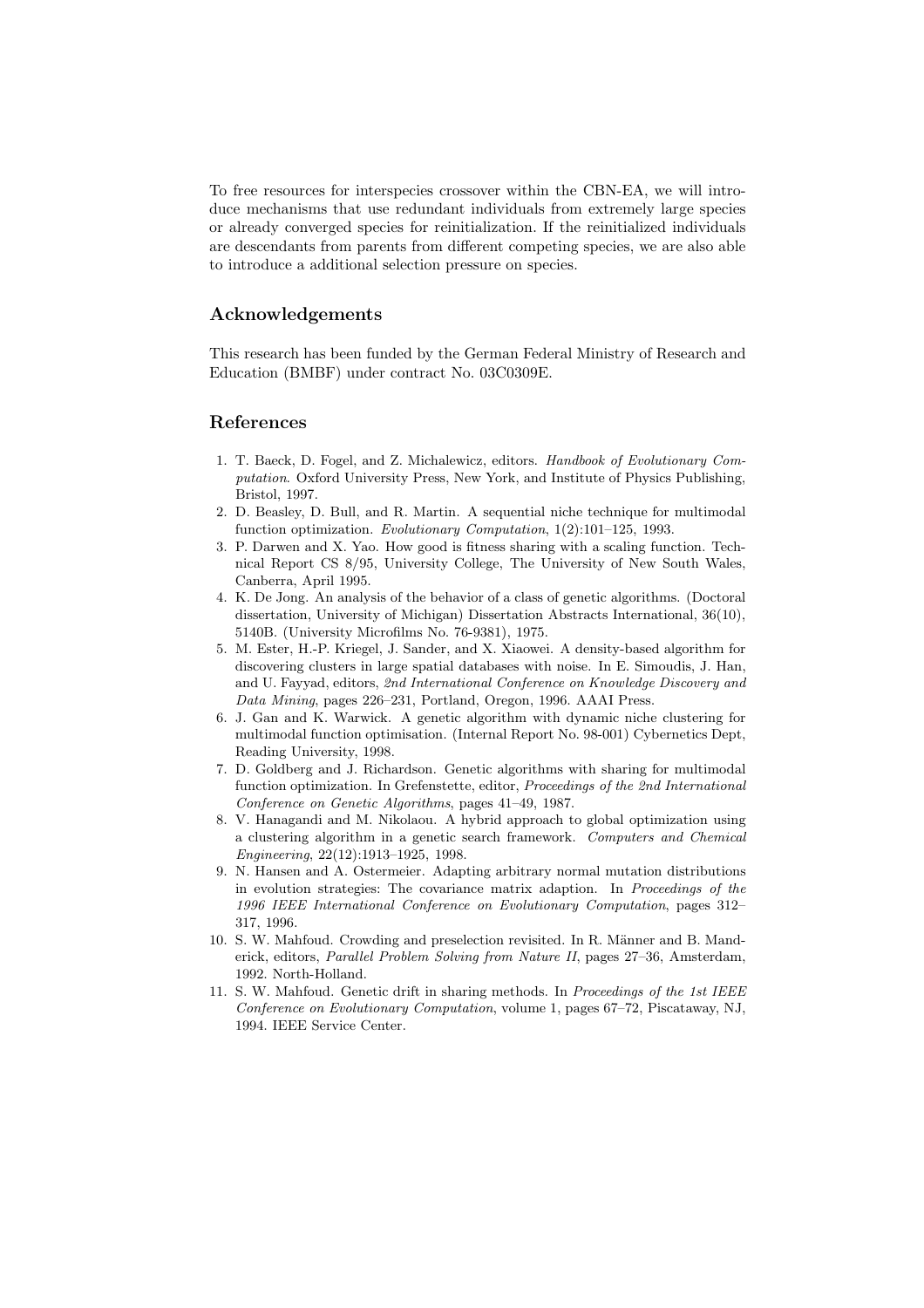To free resources for interspecies crossover within the CBN-EA, we will introduce mechanisms that use redundant individuals from extremely large species or already converged species for reinitialization. If the reinitialized individuals are descendants from parents from different competing species, we are also able to introduce a additional selection pressure on species.

## Acknowledgements

This research has been funded by the German Federal Ministry of Research and Education (BMBF) under contract No. 03C0309E.

## References

1. T. Baeck, D. Fogel, and Z. Michalewicz, editors. *Handbook of Evolutionary Computation*. Oxford University Press, New York, and Institute of Physics Publishing, Bristol, 1997.
2. D. Beasley, D. Bull, and R. Martin. A sequential niche technique for multimodal function optimization. *Evolutionary Computation*, 1(2):101–125, 1993.
3. P. Darwen and X. Yao. How good is fitness sharing with a scaling function. Technical Report CS 8/95, University College, The University of New South Wales, Canberra, April 1995.
4. K. De Jong. An analysis of the behavior of a class of genetic algorithms. (Doctoral dissertation, University of Michigan) Dissertation Abstracts International, 36(10), 5140B. (University Microfilms No. 76-9381), 1975.
5. M. Ester, H.-P. Kriegel, J. Sander, and X. Xiaowei. A density-based algorithm for discovering clusters in large spatial databases with noise. In E. Simoudis, J. Han, and U. Fayyad, editors, *2nd International Conference on Knowledge Discovery and Data Mining*, pages 226–231, Portland, Oregon, 1996. AAAI Press.
6. J. Gan and K. Warwick. A genetic algorithm with dynamic niche clustering for multimodal function optimisation. (Internal Report No. 98-001) Cybernetics Dept, Reading University, 1998.
7. D. Goldberg and J. Richardson. Genetic algorithms with sharing for multimodal function optimization. In Grefenstette, editor, *Proceedings of the 2nd International Conference on Genetic Algorithms*, pages 41–49, 1987.
8. V. Hanagandi and M. Nikolaou. A hybrid approach to global optimization using a clustering algorithm in a genetic search framework. *Computers and Chemical Engineering*, 22(12):1913–1925, 1998.
9. N. Hansen and A. Ostermeier. Adapting arbitrary normal mutation distributions in evolution strategies: The covariance matrix adaption. In *Proceedings of the 1996 IEEE International Conference on Evolutionary Computation*, pages 312–317, 1996.
10. S. W. Mahfoud. Crowding and preselection revisited. In R. Männer and B. Manderick, editors, *Parallel Problem Solving from Nature II*, pages 27–36, Amsterdam, 1992. North-Holland.
11. S. W. Mahfoud. Genetic drift in sharing methods. In *Proceedings of the 1st IEEE Conference on Evolutionary Computation*, volume 1, pages 67–72, Piscataway, NJ, 1994. IEEE Service Center.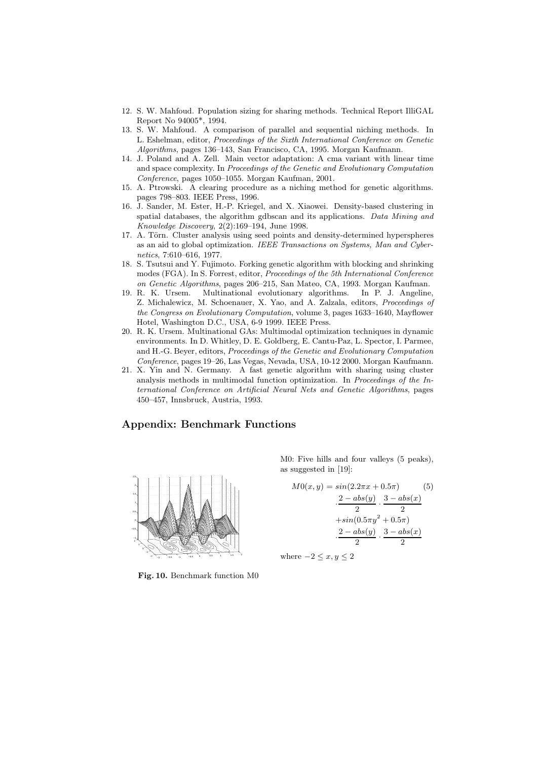12. S. W. Mahfoud. Population sizing for sharing methods. Technical Report IlliGAL Report No 94005*, 1994.
13. S. W. Mahfoud. A comparison of parallel and sequential niching methods. In L. Eshelman, editor, *Proceedings of the Sixth International Conference on Genetic Algorithms*, pages 136–143, San Francisco, CA, 1995. Morgan Kaufmann.
14. J. Poland and A. Zell. Main vector adaptation: A cma variant with linear time and space complexity. In *Proceedings of the Genetic and Evolutionary Computation Conference*, pages 1050–1055. Morgan Kaufman, 2001.
15. A. Ptrowski. A clearing procedure as a niching method for genetic algorithms. pages 798–803. IEEE Press, 1996.
16. J. Sander, M. Ester, H.-P. Kriegel, and X. Xiaowei. Density-based clustering in spatial databases, the algorithm gdbscan and its applications. *Data Mining and Knowledge Discovery*, 2(2):169–194, June 1998.
17. A. Törn. Cluster analysis using seed points and density-determined hyperspheres as an aid to global optimization. *IEEE Transactions on Systems, Man and Cybernetics*, 7:610–616, 1977.
18. S. Tsutsui and Y. Fujimoto. Forking genetic algorithm with blocking and shrinking modes (FGA). In S. Forrest, editor, *Proceedings of the 5th International Conference on Genetic Algorithms*, pages 206–215, San Mateo, CA, 1993. Morgan Kaufman.
19. R. K. Ursem. Multinational evolutionary algorithms. In P. J. Angeline, Z. Michalewicz, M. Schoenauer, X. Yao, and A. Zalzala, editors, *Proceedings of the Congress on Evolutionary Computation*, volume 3, pages 1633–1640, Mayflower Hotel, Washington D.C., USA, 6-9 1999. IEEE Press.
20. R. K. Ursem. Multinational GAs: Multimodal optimization techniques in dynamic environments. In D. Whitley, D. E. Goldberg, E. Cantu-Paz, L. Spector, I. Parmee, and H.-G. Beyer, editors, *Proceedings of the Genetic and Evolutionary Computation Conference*, pages 19–26, Las Vegas, Nevada, USA, 10-12 2000. Morgan Kaufmann.
21. X. Yin and N. Germany. A fast genetic algorithm with sharing using cluster analysis methods in multimodal function optimization. In *Proceedings of the International Conference on Artificial Neural Nets and Genetic Algorithms*, pages 450–457, Innsbruck, Austria, 1993.

## Appendix: Benchmark Functions

M0: Five hills and four valleys (5 peaks), as suggested in [19]:

$$M0(x, y) = sin(2.2\pi x + 0.5\pi) \cdot \frac{2 - abs(y)}{2} \cdot \frac{3 - abs(x)}{2} + sin(0.5\pi y^2 + 0.5\pi) \cdot \frac{2 - abs(y)}{2} \cdot \frac{3 - abs(x)}{2} \quad (5)$$

where $-2 \leq x, y \leq 2$

**Fig. 10.** Benchmark function M0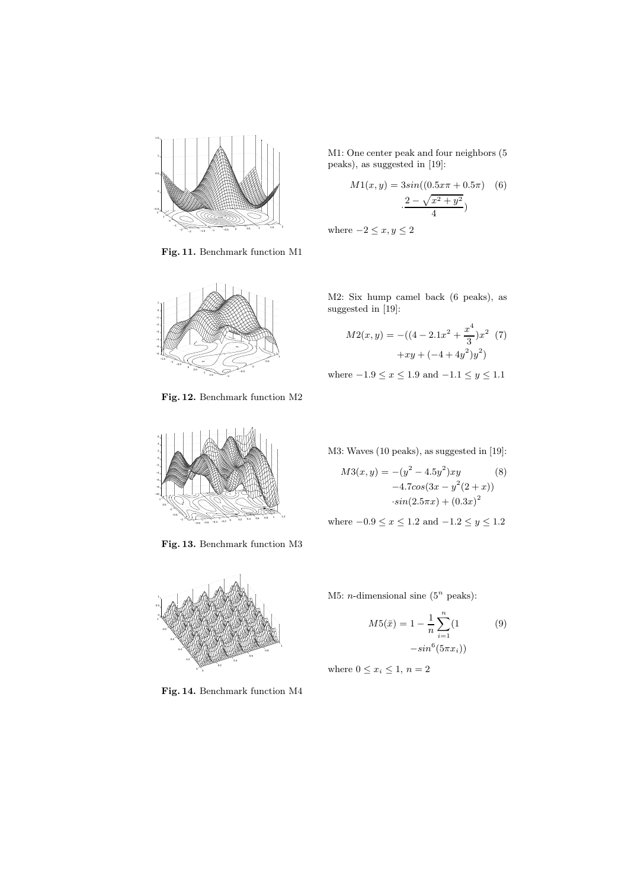M1: One center peak and four neighbors (5 peaks), as suggested in [19]:

$$M1(x, y) = 3sin((0.5x\pi + 0.5\pi) \cdot \frac{2 - \sqrt{x^2 + y^2}}{4}) \quad (6)$$

where $-2 \leq x, y \leq 2$

**Fig. 11.** Benchmark function M1

M2: Six hump camel back (6 peaks), as suggested in [19]:

$$M2(x, y) = -((4 - 2.1x^2 + \frac{x^4}{3})x^2 + xy + (-4 + 4y^2)y^2) \quad (7)$$

where $-1.9 \leq x \leq 1.9$ and $-1.1 \leq y \leq 1.1$

**Fig. 12.** Benchmark function M2

M3: Waves (10 peaks), as suggested in [19]:

$$M3(x, y) = -(y^2 - 4.5y^2)xy - 4.7cos(3x - y^2(2 + x)) \cdot sin(2.5\pi x) + (0.3x)^2 \quad (8)$$

where $-0.9 \leq x \leq 1.2$ and $-1.2 \leq y \leq 1.2$

**Fig. 13.** Benchmark function M3

M5: $n$-dimensional sine ($5^n$ peaks):

$$M5(\bar{x}) = 1 - \frac{1}{n}\sum_{i=1}^{n}(1 - sin^6(5\pi x_i)) \quad (9)$$

where $0 \leq x_i \leq 1$, $n = 2$

**Fig. 14.** Benchmark function M4